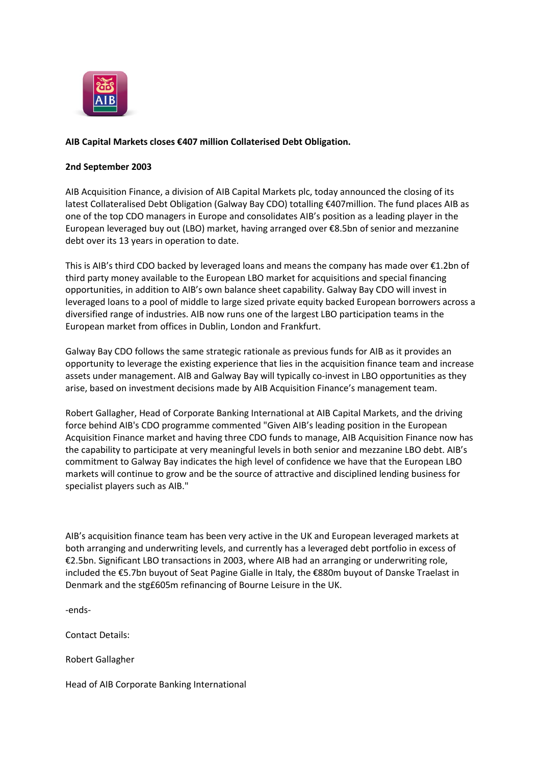**AIB Capital Markets closes €407 million Collaterised Debt Obligation.**

**2nd September 2003**

AIB Acquisition Finance, a division of AIB Capital Markets plc, today announced the closing of its latest Collateralised Debt Obligation (Galway Bay CDO) totalling €407million. The fund places AIB as one of the top CDO managers in Europe and consolidates AIB's position as a leading player in the European leveraged buy out (LBO) market, having arranged over €8.5bn of senior and mezzanine debt over its 13 years in operation to date.

This is AIB's third CDO backed by leveraged loans and means the company has made over €1.2bn of third party money available to the European LBO market for acquisitions and special financing opportunities, in addition to AIB's own balance sheet capability. Galway Bay CDO will invest in leveraged loans to a pool of middle to large sized private equity backed European borrowers across a diversified range of industries. AIB now runs one of the largest LBO participation teams in the European market from offices in Dublin, London and Frankfurt.

Galway Bay CDO follows the same strategic rationale as previous funds for AIB as it provides an opportunity to leverage the existing experience that lies in the acquisition finance team and increase assets under management. AIB and Galway Bay will typically co-invest in LBO opportunities as they arise, based on investment decisions made by AIB Acquisition Finance's management team.

Robert Gallagher, Head of Corporate Banking International at AIB Capital Markets, and the driving force behind AIB's CDO programme commented "Given AIB's leading position in the European Acquisition Finance market and having three CDO funds to manage, AIB Acquisition Finance now has the capability to participate at very meaningful levels in both senior and mezzanine LBO debt. AIB's commitment to Galway Bay indicates the high level of confidence we have that the European LBO markets will continue to grow and be the source of attractive and disciplined lending business for specialist players such as AIB."

AIB's acquisition finance team has been very active in the UK and European leveraged markets at both arranging and underwriting levels, and currently has a leveraged debt portfolio in excess of €2.5bn. Significant LBO transactions in 2003, where AIB had an arranging or underwriting role, included the €5.7bn buyout of Seat Pagine Gialle in Italy, the €880m buyout of Danske Traelast in Denmark and the stg£605m refinancing of Bourne Leisure in the UK.

-ends-

Contact Details:

Robert Gallagher

Head of AIB Corporate Banking International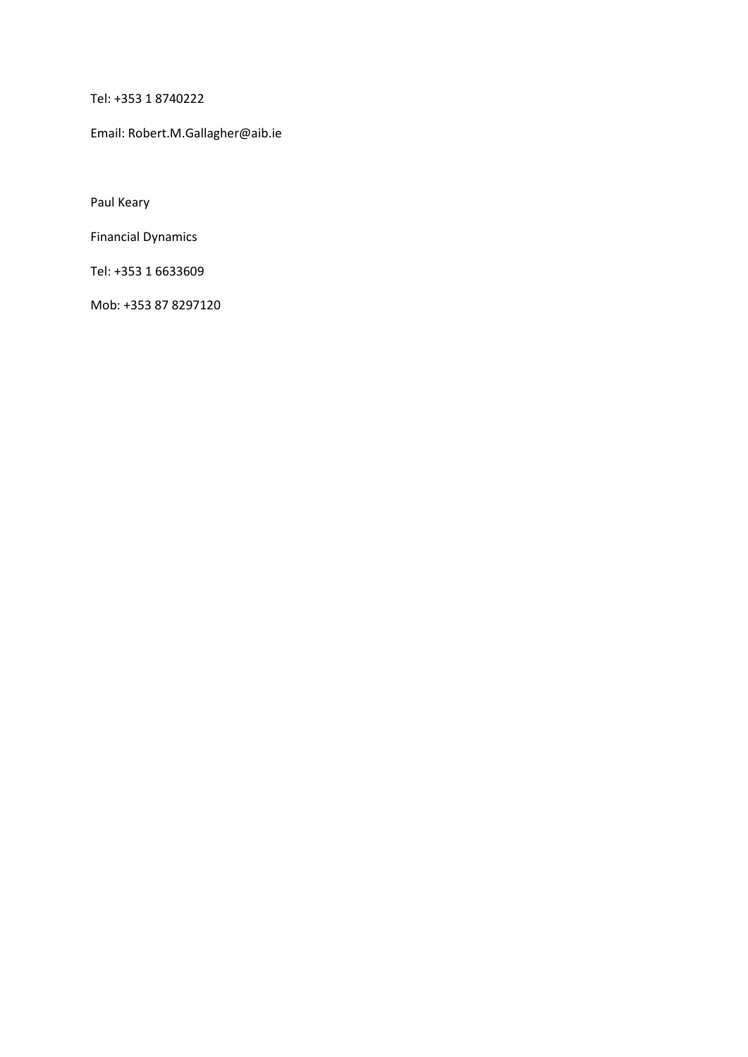Tel: +353 1 8740222

Email: Robert.M.Gallagher@aib.ie

Paul Keary

Financial Dynamics

Tel: +353 1 6633609

Mob: +353 87 8297120